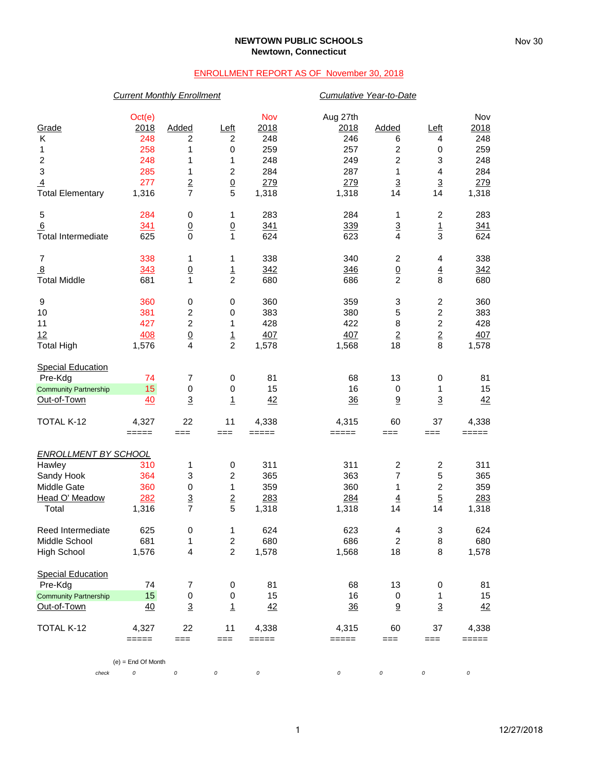**NEWTOWN PUBLIC SCHOOLS**
**Newtown, Connecticut**

ENROLLMENT REPORT AS OF November 30, 2018

| | *Current Monthly Enrollment* | | | | *Cumulative Year-to-Date* | | | |
|---|---|---|---|---|---|---|---|---|
| Grade | Oct(e) 2018 | Added | Left | Nov 2018 | Aug 27th 2018 | Added | Left | Nov 2018 |
| K | 248 | 2 | 2 | 248 | 246 | 6 | 4 | 248 |
| 1 | 258 | 1 | 0 | 259 | 257 | 2 | 0 | 259 |
| 2 | 248 | 1 | 1 | 248 | 249 | 2 | 3 | 248 |
| 3 | 285 | 1 | 2 | 284 | 287 | 1 | 4 | 284 |
| 4 | 277 | 2 | 0 | 279 | 279 | 3 | 3 | 279 |
| Total Elementary | 1,316 | 7 | 5 | 1,318 | 1,318 | 14 | 14 | 1,318 |
| 5 | 284 | 0 | 1 | 283 | 284 | 1 | 2 | 283 |
| 6 | 341 | 0 | 0 | 341 | 339 | 3 | 1 | 341 |
| Total Intermediate | 625 | 0 | 1 | 624 | 623 | 4 | 3 | 624 |
| 7 | 338 | 1 | 1 | 338 | 340 | 2 | 4 | 338 |
| 8 | 343 | 0 | 1 | 342 | 346 | 0 | 4 | 342 |
| Total Middle | 681 | 1 | 2 | 680 | 686 | 2 | 8 | 680 |
| 9 | 360 | 0 | 0 | 360 | 359 | 3 | 2 | 360 |
| 10 | 381 | 2 | 0 | 383 | 380 | 5 | 2 | 383 |
| 11 | 427 | 2 | 1 | 428 | 422 | 8 | 2 | 428 |
| 12 | 408 | 0 | 1 | 407 | 407 | 2 | 2 | 407 |
| Total High | 1,576 | 4 | 2 | 1,578 | 1,568 | 18 | 8 | 1,578 |
| Special Education | | | | | | | | |
| Pre-Kdg | 74 | 7 | 0 | 81 | 68 | 13 | 0 | 81 |
| Community Partnership | 15 | 0 | 0 | 15 | 16 | 0 | 1 | 15 |
| Out-of-Town | 40 | 3 | 1 | 42 | 36 | 9 | 3 | 42 |
| TOTAL K-12 | 4,327 | 22 | 11 | 4,338 | 4,315 | 60 | 37 | 4,338 |
| *ENROLLMENT BY SCHOOL* | | | | | | | | |
| Hawley | 310 | 1 | 0 | 311 | 311 | 2 | 2 | 311 |
| Sandy Hook | 364 | 3 | 2 | 365 | 363 | 7 | 5 | 365 |
| Middle Gate | 360 | 0 | 1 | 359 | 360 | 1 | 2 | 359 |
| Head O' Meadow | 282 | 3 | 2 | 283 | 284 | 4 | 5 | 283 |
| Total | 1,316 | 7 | 5 | 1,318 | 1,318 | 14 | 14 | 1,318 |
| Reed Intermediate | 625 | 0 | 1 | 624 | 623 | 4 | 3 | 624 |
| Middle School | 681 | 1 | 2 | 680 | 686 | 2 | 8 | 680 |
| High School | 1,576 | 4 | 2 | 1,578 | 1,568 | 18 | 8 | 1,578 |
| Special Education | | | | | | | | |
| Pre-Kdg | 74 | 7 | 0 | 81 | 68 | 13 | 0 | 81 |
| Community Partnership | 15 | 0 | 0 | 15 | 16 | 0 | 1 | 15 |
| Out-of-Town | 40 | 3 | 1 | 42 | 36 | 9 | 3 | 42 |
| TOTAL K-12 | 4,327 | 22 | 11 | 4,338 | 4,315 | 60 | 37 | 4,338 |
| *check* | 0 | 0 | 0 | 0 | 0 | 0 | 0 | 0 |

(e) = End Of Month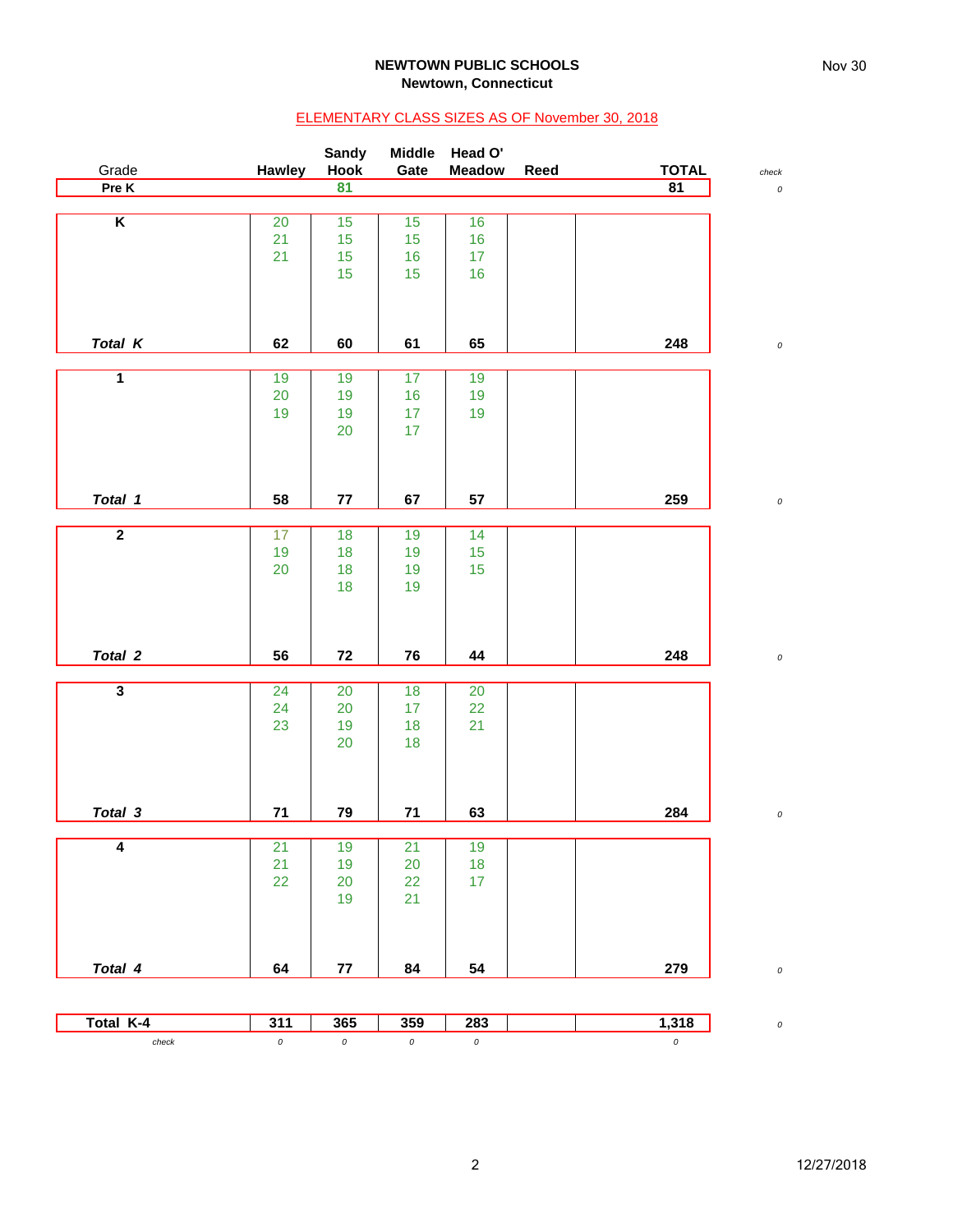**NEWTOWN PUBLIC SCHOOLS**
**Newtown, Connecticut**

Nov 30

ELEMENTARY CLASS SIZES AS OF November 30, 2018

| Grade | Hawley | Sandy Hook | Middle Gate | Head O' Meadow | Reed | TOTAL | check |
|---|---|---|---|---|---|---|---|
| **Pre K** | | 81 | | | | 81 | 0 |
| **K** | 20 | 15 | 15 | 16 | | | |
| | 21 | 15 | 15 | 16 | | | |
| | 21 | 15 | 16 | 17 | | | |
| | | 15 | 15 | 16 | | | |
| ***Total K*** | **62** | **60** | **61** | **65** | | **248** | 0 |
| **1** | 19 | 19 | 17 | 19 | | | |
| | 20 | 19 | 16 | 19 | | | |
| | 19 | 19 | 17 | 19 | | | |
| | | 20 | 17 | | | | |
| ***Total 1*** | **58** | **77** | **67** | **57** | | **259** | 0 |
| **2** | 17 | 18 | 19 | 14 | | | |
| | 19 | 18 | 19 | 15 | | | |
| | 20 | 18 | 19 | 15 | | | |
| | | 18 | 19 | | | | |
| ***Total 2*** | **56** | **72** | **76** | **44** | | **248** | 0 |
| **3** | 24 | 20 | 18 | 20 | | | |
| | 24 | 20 | 17 | 22 | | | |
| | 23 | 19 | 18 | 21 | | | |
| | | 20 | 18 | | | | |
| ***Total 3*** | **71** | **79** | **71** | **63** | | **284** | 0 |
| **4** | 21 | 19 | 21 | 19 | | | |
| | 21 | 19 | 20 | 18 | | | |
| | 22 | 20 | 22 | 17 | | | |
| | | 19 | 21 | | | | |
| ***Total 4*** | **64** | **77** | **84** | **54** | | **279** | 0 |
| **Total K-4** | **311** | **365** | **359** | **283** | | **1,318** | 0 |
| *check* | *0* | *0* | *0* | *0* | | *0* | |

12/27/2018